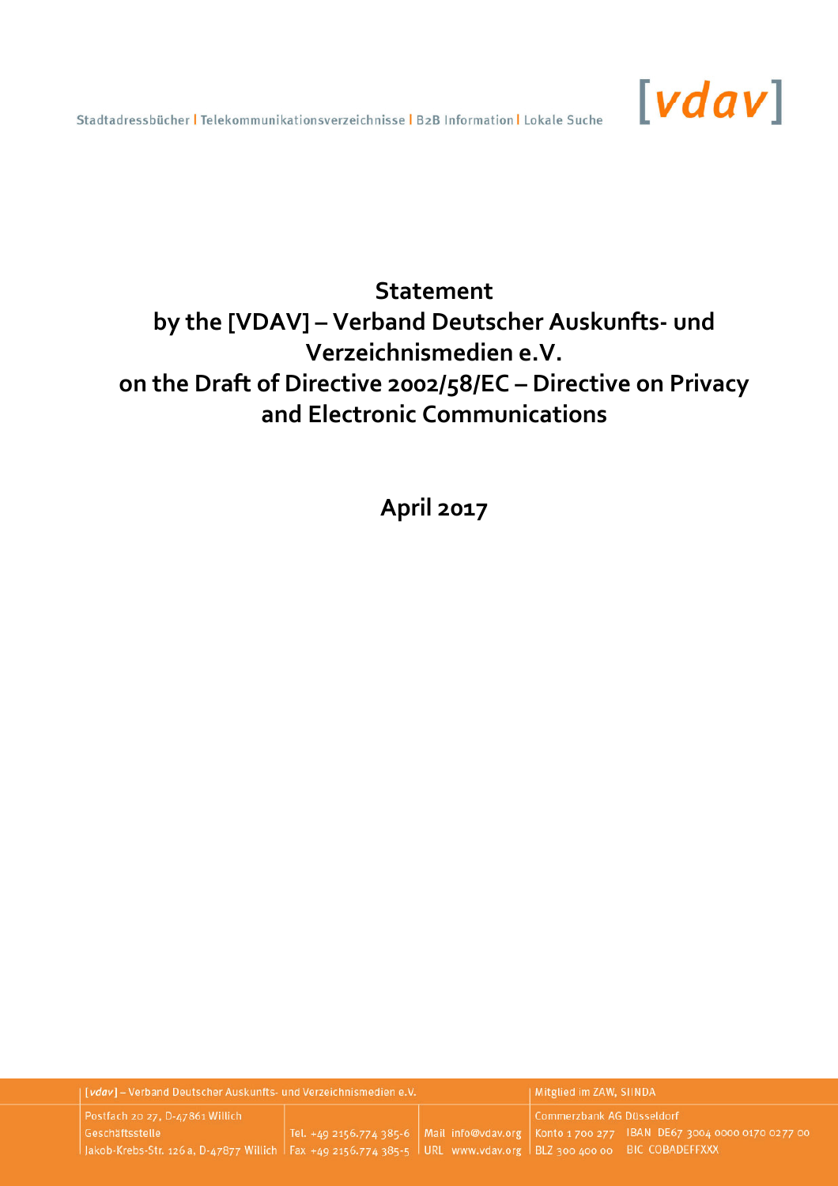Stadtadressbücher | Telekommunikationsverzeichnisse | B2B Information | Lokale Suche

[vdav]

# Statement by the [VDAV] – Verband Deutscher Auskunfts- und Verzeichnismedien e.V. on the Draft of Directive 2002/58/EC – Directive on Privacy and Electronic Communications

**April 2017**

[vdav] – Verband Deutscher Auskunfts- und Verzeichnismedien e.V.
Postfach 20 27, D-47861 Willich
Geschäftsstelle
Jakob-Krebs-Str. 126 a, D-47877 Willich
Tel. +49 2156.774 385-6
Fax +49 2156.774 385-5
Mail info@vdav.org
URL www.vdav.org
Mitglied im ZAW, SIINDA
Commerzbank AG Düsseldorf
Konto 1 700 277 IBAN DE67 3004 0000 0170 0277 00
BLZ 300 400 00 BIC COBADEFFXXX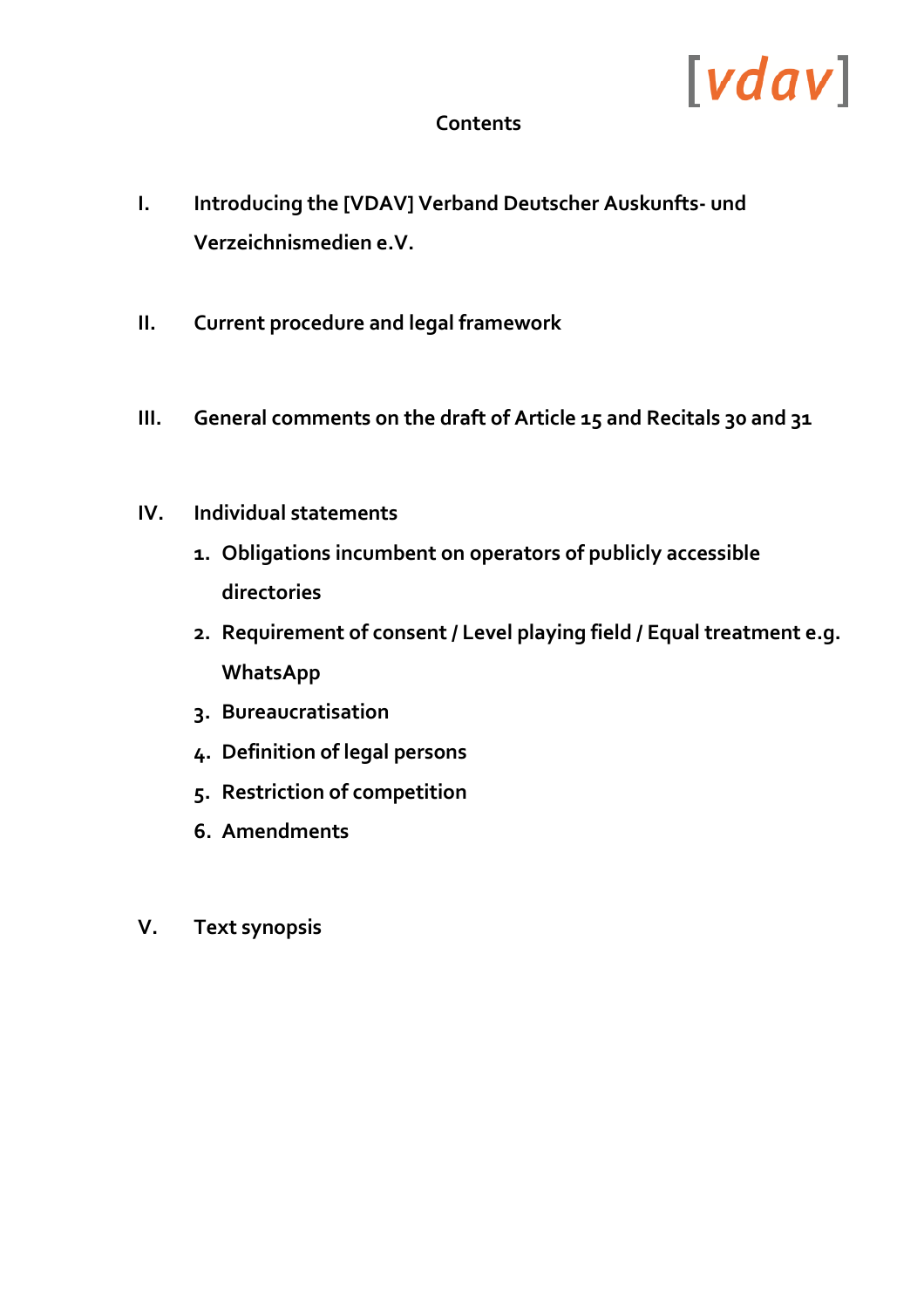## Contents

I. Introducing the [VDAV] Verband Deutscher Auskunfts- und Verzeichnismedien e.V.

II. Current procedure and legal framework

III. General comments on the draft of Article 15 and Recitals 30 and 31

IV. Individual statements

1. Obligations incumbent on operators of publicly accessible directories
2. Requirement of consent / Level playing field / Equal treatment e.g. WhatsApp
3. Bureaucratisation
4. Definition of legal persons
5. Restriction of competition
6. Amendments

V. Text synopsis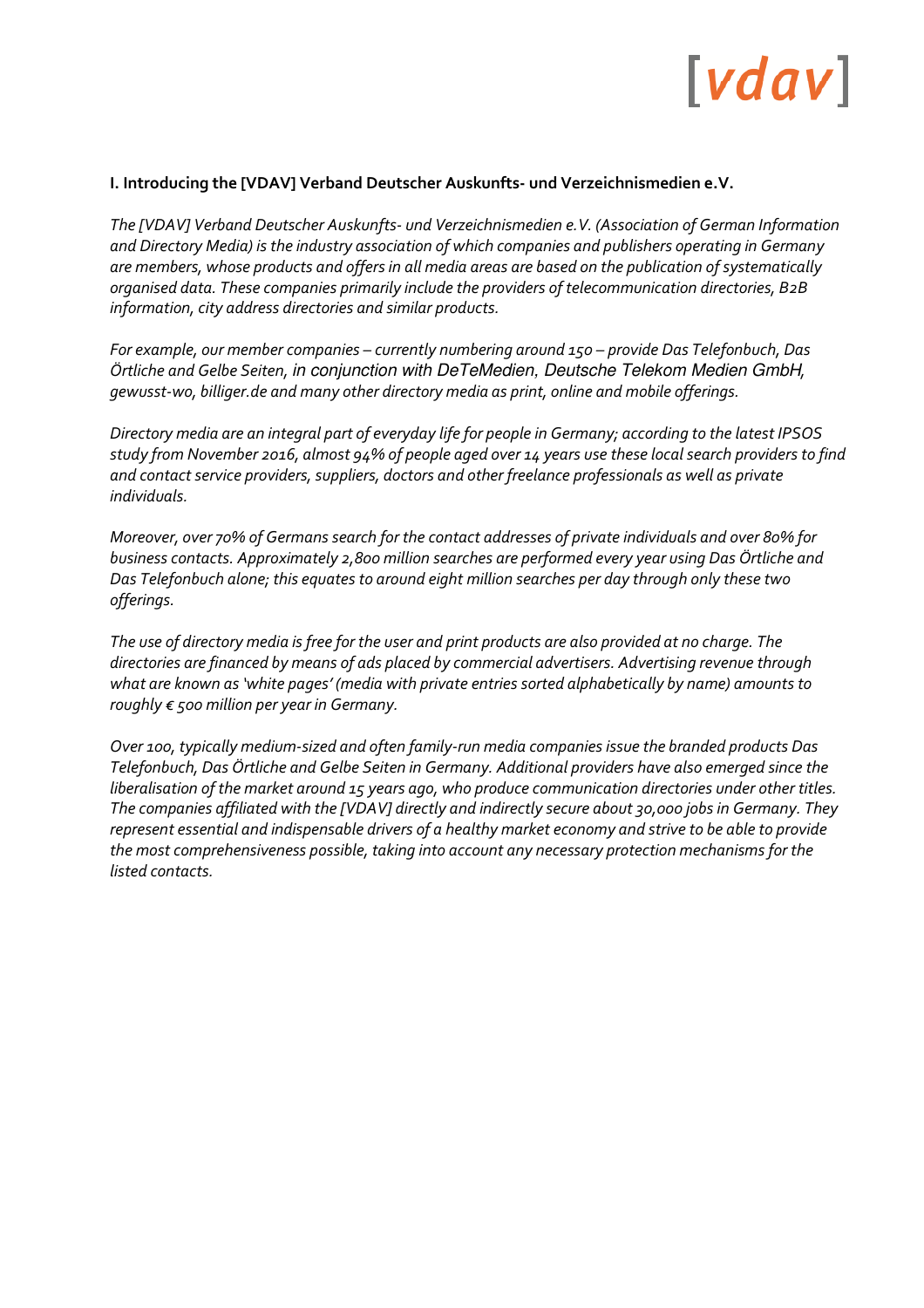## I. Introducing the [VDAV] Verband Deutscher Auskunfts- und Verzeichnismedien e.V.

*The [VDAV] Verband Deutscher Auskunfts- und Verzeichnismedien e.V. (Association of German Information and Directory Media) is the industry association of which companies and publishers operating in Germany are members, whose products and offers in all media areas are based on the publication of systematically organised data. These companies primarily include the providers of telecommunication directories, B2B information, city address directories and similar products.*

*For example, our member companies – currently numbering around 150 – provide Das Telefonbuch, Das Örtliche and Gelbe Seiten, in conjunction with DeTeMedien, Deutsche Telekom Medien GmbH, gewusst-wo, billiger.de and many other directory media as print, online and mobile offerings.*

*Directory media are an integral part of everyday life for people in Germany; according to the latest IPSOS study from November 2016, almost 94% of people aged over 14 years use these local search providers to find and contact service providers, suppliers, doctors and other freelance professionals as well as private individuals.*

*Moreover, over 70% of Germans search for the contact addresses of private individuals and over 80% for business contacts. Approximately 2,800 million searches are performed every year using Das Örtliche and Das Telefonbuch alone; this equates to around eight million searches per day through only these two offerings.*

*The use of directory media is free for the user and print products are also provided at no charge. The directories are financed by means of ads placed by commercial advertisers. Advertising revenue through what are known as 'white pages' (media with private entries sorted alphabetically by name) amounts to roughly € 500 million per year in Germany.*

*Over 100, typically medium-sized and often family-run media companies issue the branded products Das Telefonbuch, Das Örtliche and Gelbe Seiten in Germany. Additional providers have also emerged since the liberalisation of the market around 15 years ago, who produce communication directories under other titles. The companies affiliated with the [VDAV] directly and indirectly secure about 30,000 jobs in Germany. They represent essential and indispensable drivers of a healthy market economy and strive to be able to provide the most comprehensiveness possible, taking into account any necessary protection mechanisms for the listed contacts.*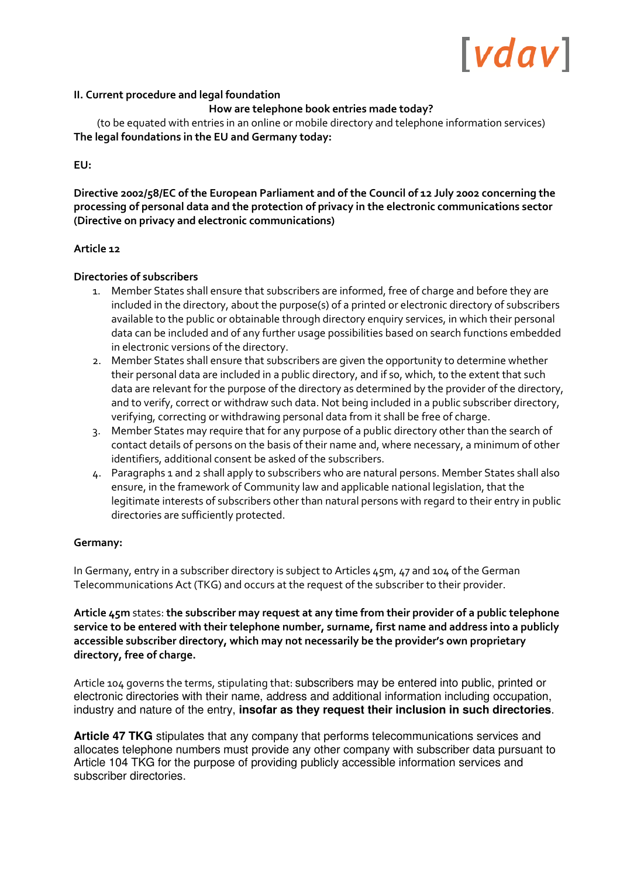**II. Current procedure and legal foundation**

**How are telephone book entries made today?**

(to be equated with entries in an online or mobile directory and telephone information services)

**The legal foundations in the EU and Germany today:**

**EU:**

**Directive 2002/58/EC of the European Parliament and of the Council of 12 July 2002 concerning the processing of personal data and the protection of privacy in the electronic communications sector (Directive on privacy and electronic communications)**

**Article 12**

**Directories of subscribers**

1. Member States shall ensure that subscribers are informed, free of charge and before they are included in the directory, about the purpose(s) of a printed or electronic directory of subscribers available to the public or obtainable through directory enquiry services, in which their personal data can be included and of any further usage possibilities based on search functions embedded in electronic versions of the directory.
2. Member States shall ensure that subscribers are given the opportunity to determine whether their personal data are included in a public directory, and if so, which, to the extent that such data are relevant for the purpose of the directory as determined by the provider of the directory, and to verify, correct or withdraw such data. Not being included in a public subscriber directory, verifying, correcting or withdrawing personal data from it shall be free of charge.
3. Member States may require that for any purpose of a public directory other than the search of contact details of persons on the basis of their name and, where necessary, a minimum of other identifiers, additional consent be asked of the subscribers.
4. Paragraphs 1 and 2 shall apply to subscribers who are natural persons. Member States shall also ensure, in the framework of Community law and applicable national legislation, that the legitimate interests of subscribers other than natural persons with regard to their entry in public directories are sufficiently protected.

**Germany:**

In Germany, entry in a subscriber directory is subject to Articles 45m, 47 and 104 of the German Telecommunications Act (TKG) and occurs at the request of the subscriber to their provider.

**Article 45m** states: **the subscriber may request at any time from their provider of a public telephone service to be entered with their telephone number, surname, first name and address into a publicly accessible subscriber directory, which may not necessarily be the provider's own proprietary directory, free of charge.**

Article 104 governs the terms, stipulating that: subscribers may be entered into public, printed or electronic directories with their name, address and additional information including occupation, industry and nature of the entry, **insofar as they request their inclusion in such directories**.

**Article 47 TKG** stipulates that any company that performs telecommunications services and allocates telephone numbers must provide any other company with subscriber data pursuant to Article 104 TKG for the purpose of providing publicly accessible information services and subscriber directories.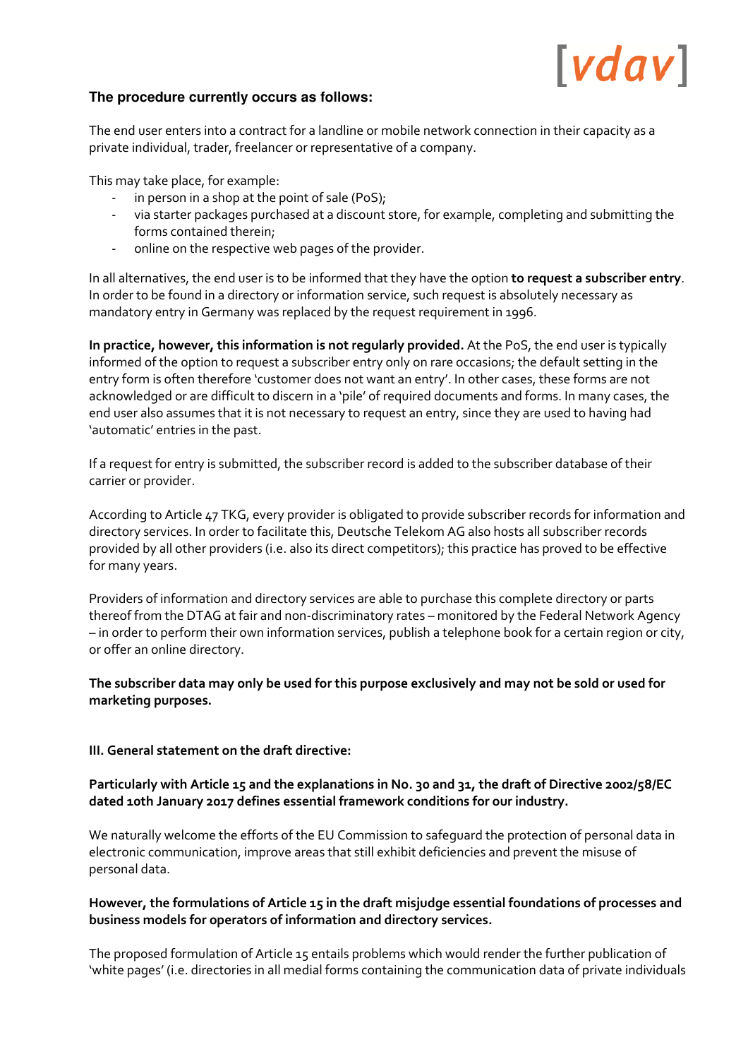**The procedure currently occurs as follows:**

The end user enters into a contract for a landline or mobile network connection in their capacity as a private individual, trader, freelancer or representative of a company.

This may take place, for example:

- in person in a shop at the point of sale (PoS);
- via starter packages purchased at a discount store, for example, completing and submitting the forms contained therein;
- online on the respective web pages of the provider.

In all alternatives, the end user is to be informed that they have the option **to request a subscriber entry**. In order to be found in a directory or information service, such request is absolutely necessary as mandatory entry in Germany was replaced by the request requirement in 1996.

**In practice, however, this information is not regularly provided.** At the PoS, the end user is typically informed of the option to request a subscriber entry only on rare occasions; the default setting in the entry form is often therefore 'customer does not want an entry'. In other cases, these forms are not acknowledged or are difficult to discern in a 'pile' of required documents and forms. In many cases, the end user also assumes that it is not necessary to request an entry, since they are used to having had 'automatic' entries in the past.

If a request for entry is submitted, the subscriber record is added to the subscriber database of their carrier or provider.

According to Article 47 TKG, every provider is obligated to provide subscriber records for information and directory services. In order to facilitate this, Deutsche Telekom AG also hosts all subscriber records provided by all other providers (i.e. also its direct competitors); this practice has proved to be effective for many years.

Providers of information and directory services are able to purchase this complete directory or parts thereof from the DTAG at fair and non-discriminatory rates – monitored by the Federal Network Agency – in order to perform their own information services, publish a telephone book for a certain region or city, or offer an online directory.

**The subscriber data may only be used for this purpose exclusively and may not be sold or used for marketing purposes.**

**III. General statement on the draft directive:**

**Particularly with Article 15 and the explanations in No. 30 and 31, the draft of Directive 2002/58/EC dated 10th January 2017 defines essential framework conditions for our industry.**

We naturally welcome the efforts of the EU Commission to safeguard the protection of personal data in electronic communication, improve areas that still exhibit deficiencies and prevent the misuse of personal data.

**However, the formulations of Article 15 in the draft misjudge essential foundations of processes and business models for operators of information and directory services.**

The proposed formulation of Article 15 entails problems which would render the further publication of 'white pages' (i.e. directories in all medial forms containing the communication data of private individuals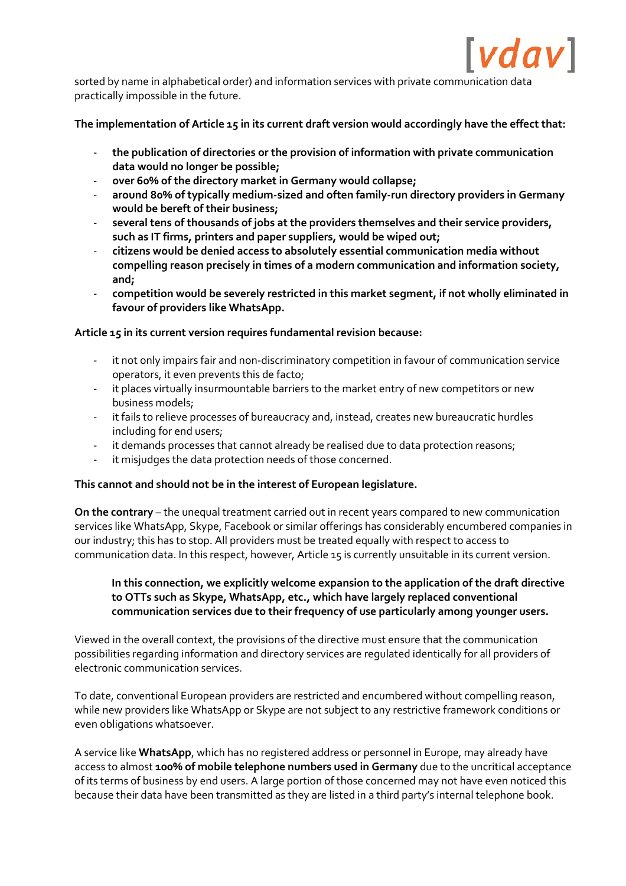sorted by name in alphabetical order) and information services with private communication data practically impossible in the future.

**The implementation of Article 15 in its current draft version would accordingly have the effect that:**

- **the publication of directories or the provision of information with private communication data would no longer be possible;**
- **over 60% of the directory market in Germany would collapse;**
- **around 80% of typically medium-sized and often family-run directory providers in Germany would be bereft of their business;**
- **several tens of thousands of jobs at the providers themselves and their service providers, such as IT firms, printers and paper suppliers, would be wiped out;**
- **citizens would be denied access to absolutely essential communication media without compelling reason precisely in times of a modern communication and information society, and;**
- **competition would be severely restricted in this market segment, if not wholly eliminated in favour of providers like WhatsApp.**

**Article 15 in its current version requires fundamental revision because:**

- it not only impairs fair and non-discriminatory competition in favour of communication service operators, it even prevents this de facto;
- it places virtually insurmountable barriers to the market entry of new competitors or new business models;
- it fails to relieve processes of bureaucracy and, instead, creates new bureaucratic hurdles including for end users;
- it demands processes that cannot already be realised due to data protection reasons;
- it misjudges the data protection needs of those concerned.

**This cannot and should not be in the interest of European legislature.**

**On the contrary** – the unequal treatment carried out in recent years compared to new communication services like WhatsApp, Skype, Facebook or similar offerings has considerably encumbered companies in our industry; this has to stop. All providers must be treated equally with respect to access to communication data. In this respect, however, Article 15 is currently unsuitable in its current version.

> **In this connection, we explicitly welcome expansion to the application of the draft directive to OTTs such as Skype, WhatsApp, etc., which have largely replaced conventional communication services due to their frequency of use particularly among younger users.**

Viewed in the overall context, the provisions of the directive must ensure that the communication possibilities regarding information and directory services are regulated identically for all providers of electronic communication services.

To date, conventional European providers are restricted and encumbered without compelling reason, while new providers like WhatsApp or Skype are not subject to any restrictive framework conditions or even obligations whatsoever.

A service like **WhatsApp**, which has no registered address or personnel in Europe, may already have access to almost **100% of mobile telephone numbers used in Germany** due to the uncritical acceptance of its terms of business by end users. A large portion of those concerned may not have even noticed this because their data have been transmitted as they are listed in a third party's internal telephone book.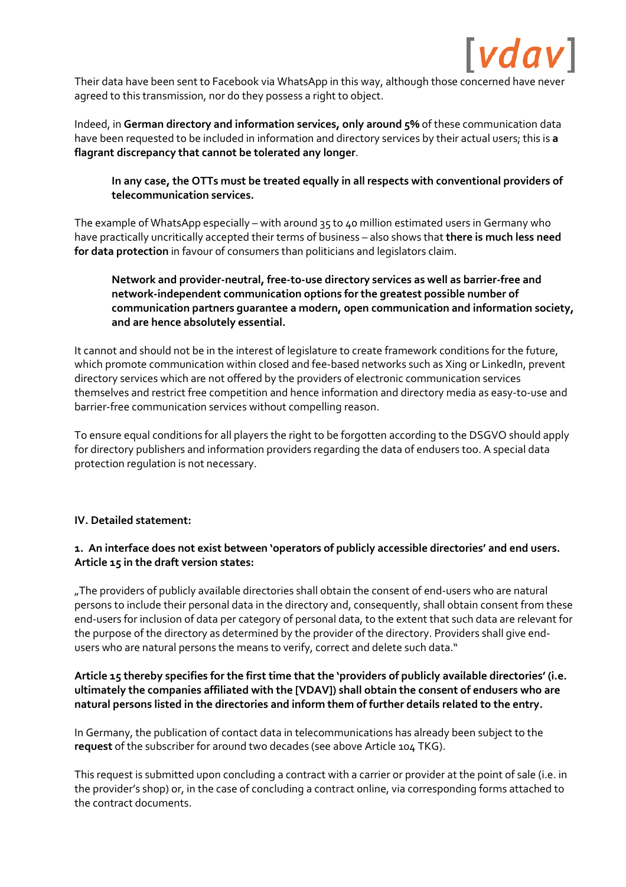Their data have been sent to Facebook via WhatsApp in this way, although those concerned have never agreed to this transmission, nor do they possess a right to object.

Indeed, in **German directory and information services, only around 5%** of these communication data have been requested to be included in information and directory services by their actual users; this is **a flagrant discrepancy that cannot be tolerated any longer**.

> **In any case, the OTTs must be treated equally in all respects with conventional providers of telecommunication services.**

The example of WhatsApp especially – with around 35 to 40 million estimated users in Germany who have practically uncritically accepted their terms of business – also shows that **there is much less need for data protection** in favour of consumers than politicians and legislators claim.

> **Network and provider-neutral, free-to-use directory services as well as barrier-free and network-independent communication options for the greatest possible number of communication partners guarantee a modern, open communication and information society, and are hence absolutely essential.**

It cannot and should not be in the interest of legislature to create framework conditions for the future, which promote communication within closed and fee-based networks such as Xing or LinkedIn, prevent directory services which are not offered by the providers of electronic communication services themselves and restrict free competition and hence information and directory media as easy-to-use and barrier-free communication services without compelling reason.

To ensure equal conditions for all players the right to be forgotten according to the DSGVO should apply for directory publishers and information providers regarding the data of endusers too. A special data protection regulation is not necessary.

## IV. Detailed statement:

### 1. An interface does not exist between 'operators of publicly accessible directories' and end users. Article 15 in the draft version states:

„The providers of publicly available directories shall obtain the consent of end-users who are natural persons to include their personal data in the directory and, consequently, shall obtain consent from these end-users for inclusion of data per category of personal data, to the extent that such data are relevant for the purpose of the directory as determined by the provider of the directory. Providers shall give end-users who are natural persons the means to verify, correct and delete such data."

**Article 15 thereby specifies for the first time that the 'providers of publicly available directories' (i.e. ultimately the companies affiliated with the [VDAV]) shall obtain the consent of endusers who are natural persons listed in the directories and inform them of further details related to the entry.**

In Germany, the publication of contact data in telecommunications has already been subject to the **request** of the subscriber for around two decades (see above Article 104 TKG).

This request is submitted upon concluding a contract with a carrier or provider at the point of sale (i.e. in the provider's shop) or, in the case of concluding a contract online, via corresponding forms attached to the contract documents.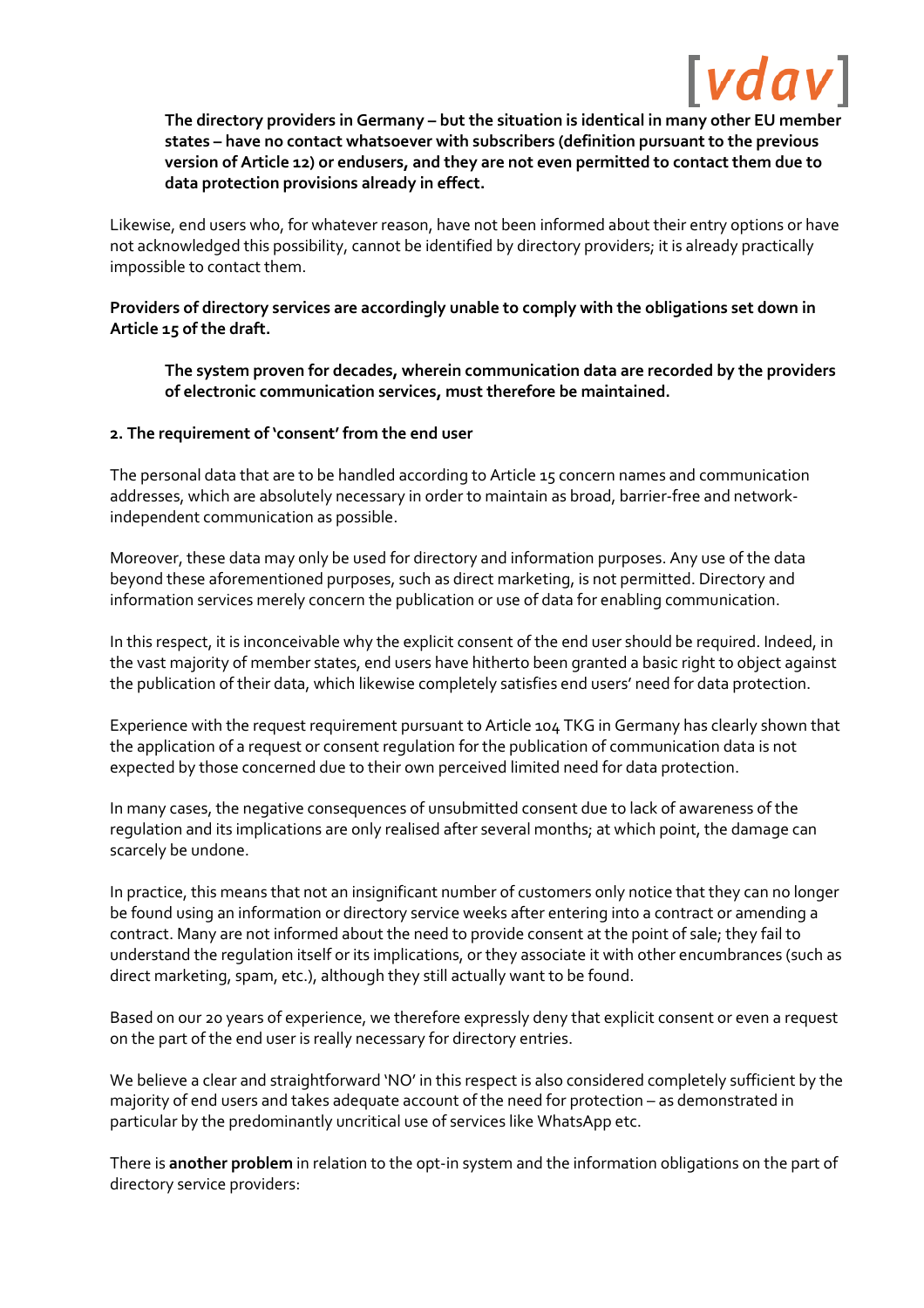**The directory providers in Germany – but the situation is identical in many other EU member states – have no contact whatsoever with subscribers (definition pursuant to the previous version of Article 12) or endusers, and they are not even permitted to contact them due to data protection provisions already in effect.**

Likewise, end users who, for whatever reason, have not been informed about their entry options or have not acknowledged this possibility, cannot be identified by directory providers; it is already practically impossible to contact them.

**Providers of directory services are accordingly unable to comply with the obligations set down in Article 15 of the draft.**

**The system proven for decades, wherein communication data are recorded by the providers of electronic communication services, must therefore be maintained.**

**2. The requirement of 'consent' from the end user**

The personal data that are to be handled according to Article 15 concern names and communication addresses, which are absolutely necessary in order to maintain as broad, barrier-free and network-independent communication as possible.

Moreover, these data may only be used for directory and information purposes. Any use of the data beyond these aforementioned purposes, such as direct marketing, is not permitted. Directory and information services merely concern the publication or use of data for enabling communication.

In this respect, it is inconceivable why the explicit consent of the end user should be required. Indeed, in the vast majority of member states, end users have hitherto been granted a basic right to object against the publication of their data, which likewise completely satisfies end users' need for data protection.

Experience with the request requirement pursuant to Article 104 TKG in Germany has clearly shown that the application of a request or consent regulation for the publication of communication data is not expected by those concerned due to their own perceived limited need for data protection.

In many cases, the negative consequences of unsubmitted consent due to lack of awareness of the regulation and its implications are only realised after several months; at which point, the damage can scarcely be undone.

In practice, this means that not an insignificant number of customers only notice that they can no longer be found using an information or directory service weeks after entering into a contract or amending a contract. Many are not informed about the need to provide consent at the point of sale; they fail to understand the regulation itself or its implications, or they associate it with other encumbrances (such as direct marketing, spam, etc.), although they still actually want to be found.

Based on our 20 years of experience, we therefore expressly deny that explicit consent or even a request on the part of the end user is really necessary for directory entries.

We believe a clear and straightforward 'NO' in this respect is also considered completely sufficient by the majority of end users and takes adequate account of the need for protection – as demonstrated in particular by the predominantly uncritical use of services like WhatsApp etc.

There is **another problem** in relation to the opt-in system and the information obligations on the part of directory service providers: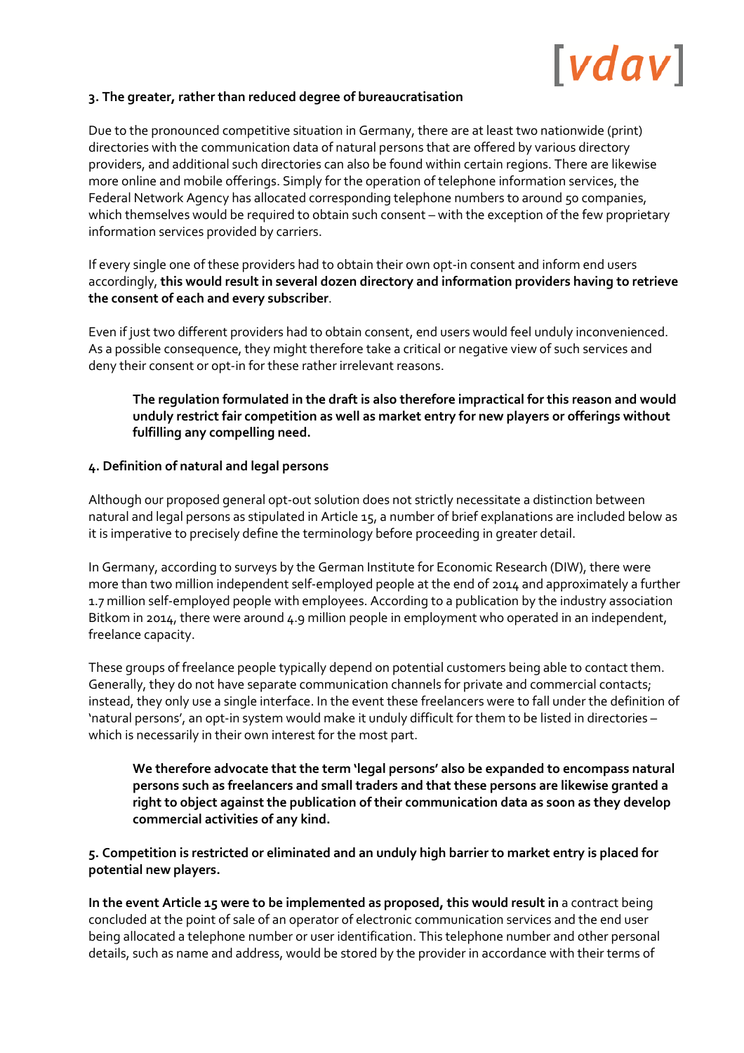### 3. The greater, rather than reduced degree of bureaucratisation

Due to the pronounced competitive situation in Germany, there are at least two nationwide (print) directories with the communication data of natural persons that are offered by various directory providers, and additional such directories can also be found within certain regions. There are likewise more online and mobile offerings. Simply for the operation of telephone information services, the Federal Network Agency has allocated corresponding telephone numbers to around 50 companies, which themselves would be required to obtain such consent – with the exception of the few proprietary information services provided by carriers.

If every single one of these providers had to obtain their own opt-in consent and inform end users accordingly, **this would result in several dozen directory and information providers having to retrieve the consent of each and every subscriber**.

Even if just two different providers had to obtain consent, end users would feel unduly inconvenienced. As a possible consequence, they might therefore take a critical or negative view of such services and deny their consent or opt-in for these rather irrelevant reasons.

> **The regulation formulated in the draft is also therefore impractical for this reason and would unduly restrict fair competition as well as market entry for new players or offerings without fulfilling any compelling need.**

### 4. Definition of natural and legal persons

Although our proposed general opt-out solution does not strictly necessitate a distinction between natural and legal persons as stipulated in Article 15, a number of brief explanations are included below as it is imperative to precisely define the terminology before proceeding in greater detail.

In Germany, according to surveys by the German Institute for Economic Research (DIW), there were more than two million independent self-employed people at the end of 2014 and approximately a further 1.7 million self-employed people with employees. According to a publication by the industry association Bitkom in 2014, there were around 4.9 million people in employment who operated in an independent, freelance capacity.

These groups of freelance people typically depend on potential customers being able to contact them. Generally, they do not have separate communication channels for private and commercial contacts; instead, they only use a single interface. In the event these freelancers were to fall under the definition of 'natural persons', an opt-in system would make it unduly difficult for them to be listed in directories – which is necessarily in their own interest for the most part.

> **We therefore advocate that the term 'legal persons' also be expanded to encompass natural persons such as freelancers and small traders and that these persons are likewise granted a right to object against the publication of their communication data as soon as they develop commercial activities of any kind.**

### 5. Competition is restricted or eliminated and an unduly high barrier to market entry is placed for potential new players.

**In the event Article 15 were to be implemented as proposed, this would result in** a contract being concluded at the point of sale of an operator of electronic communication services and the end user being allocated a telephone number or user identification. This telephone number and other personal details, such as name and address, would be stored by the provider in accordance with their terms of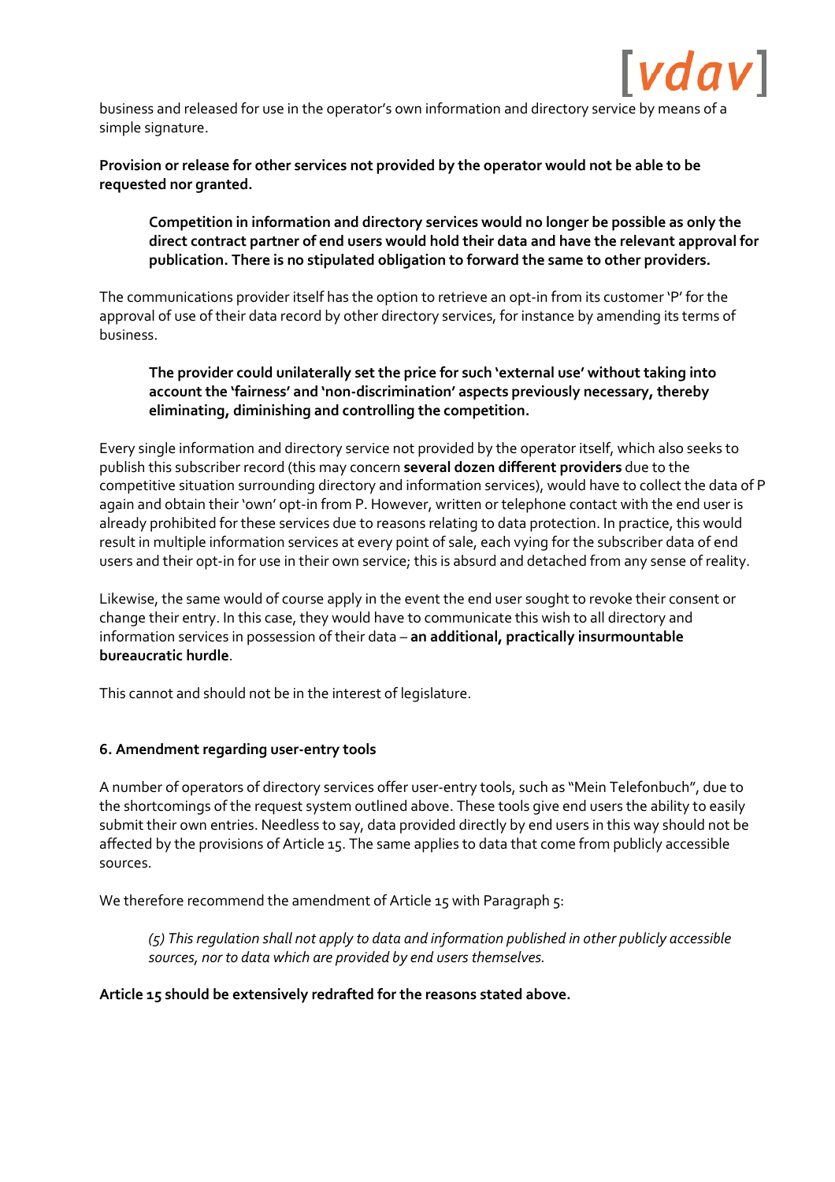business and released for use in the operator's own information and directory service by means of a simple signature.

**Provision or release for other services not provided by the operator would not be able to be requested nor granted.**

> **Competition in information and directory services would no longer be possible as only the direct contract partner of end users would hold their data and have the relevant approval for publication. There is no stipulated obligation to forward the same to other providers.**

The communications provider itself has the option to retrieve an opt-in from its customer 'P' for the approval of use of their data record by other directory services, for instance by amending its terms of business.

> **The provider could unilaterally set the price for such 'external use' without taking into account the 'fairness' and 'non-discrimination' aspects previously necessary, thereby eliminating, diminishing and controlling the competition.**

Every single information and directory service not provided by the operator itself, which also seeks to publish this subscriber record (this may concern **several dozen different providers** due to the competitive situation surrounding directory and information services), would have to collect the data of P again and obtain their 'own' opt-in from P. However, written or telephone contact with the end user is already prohibited for these services due to reasons relating to data protection. In practice, this would result in multiple information services at every point of sale, each vying for the subscriber data of end users and their opt-in for use in their own service; this is absurd and detached from any sense of reality.

Likewise, the same would of course apply in the event the end user sought to revoke their consent or change their entry. In this case, they would have to communicate this wish to all directory and information services in possession of their data – **an additional, practically insurmountable bureaucratic hurdle**.

This cannot and should not be in the interest of legislature.

### 6. Amendment regarding user-entry tools

A number of operators of directory services offer user-entry tools, such as "Mein Telefonbuch", due to the shortcomings of the request system outlined above. These tools give end users the ability to easily submit their own entries. Needless to say, data provided directly by end users in this way should not be affected by the provisions of Article 15. The same applies to data that come from publicly accessible sources.

We therefore recommend the amendment of Article 15 with Paragraph 5:

> *(5) This regulation shall not apply to data and information published in other publicly accessible sources, nor to data which are provided by end users themselves.*

**Article 15 should be extensively redrafted for the reasons stated above.**